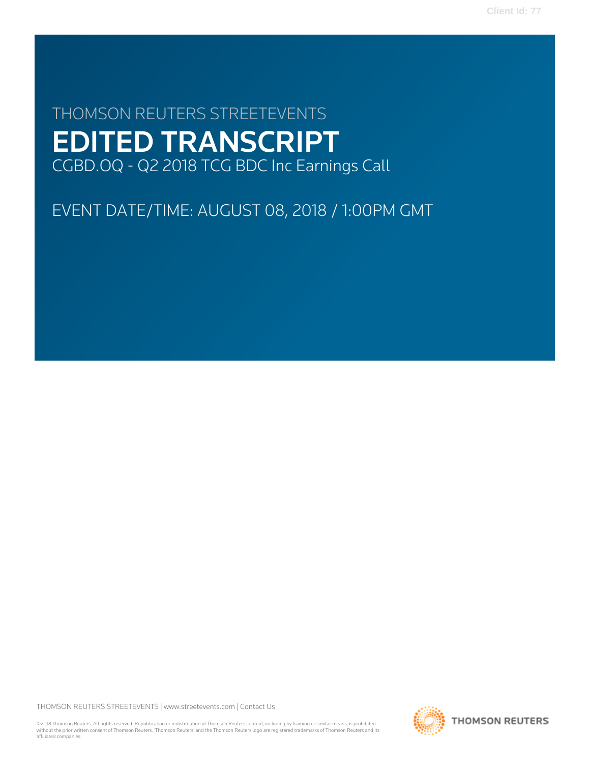THOMSON REUTERS STREETEVENTS

# EDITED TRANSCRIPT

CGBD.OQ - Q2 2018 TCG BDC Inc Earnings Call

EVENT DATE/TIME: AUGUST 08, 2018 / 1:00PM GMT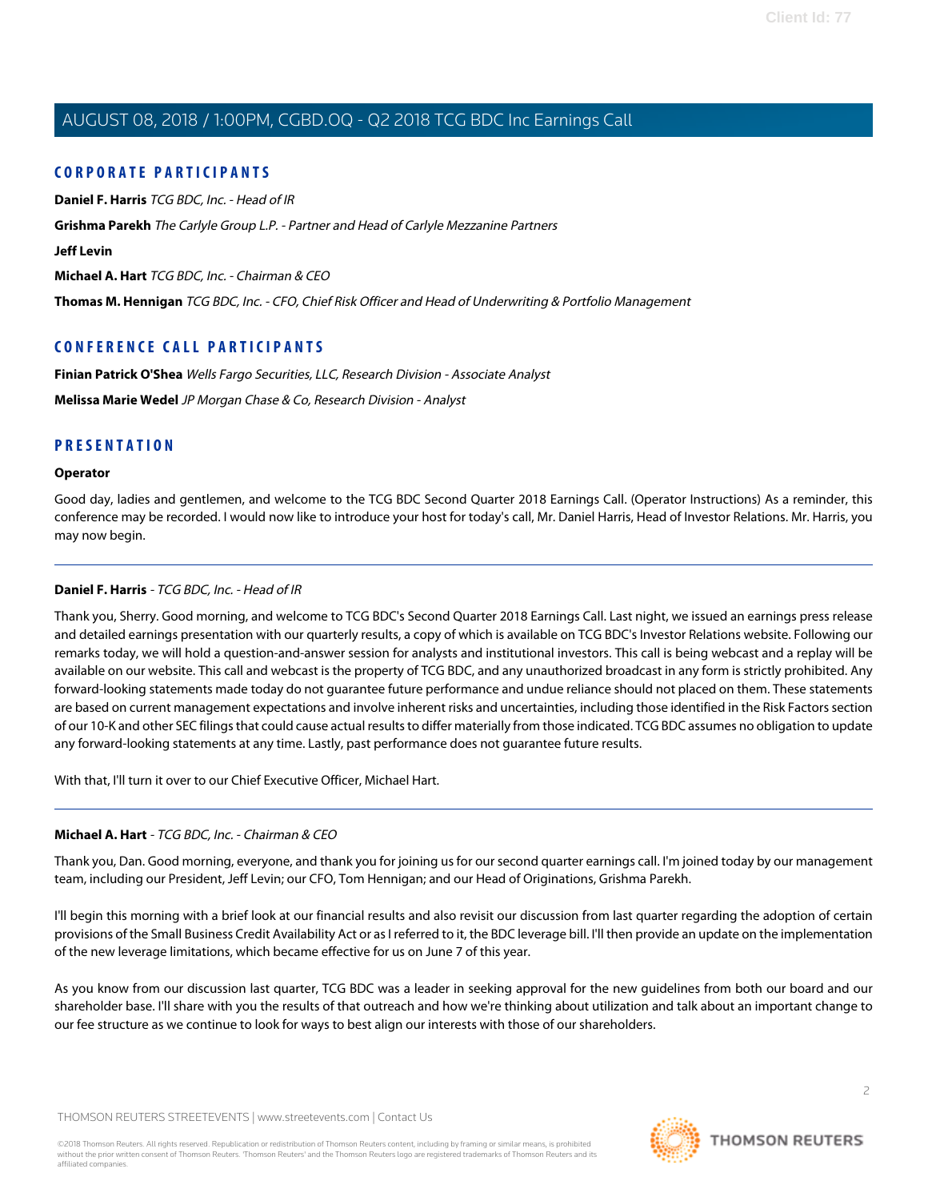## CORPORATE PARTICIPANTS

**Daniel F. Harris** *TCG BDC, Inc. - Head of IR*

**Grishma Parekh** *The Carlyle Group L.P. - Partner and Head of Carlyle Mezzanine Partners*

**Jeff Levin**

**Michael A. Hart** *TCG BDC, Inc. - Chairman & CEO*

**Thomas M. Hennigan** *TCG BDC, Inc. - CFO, Chief Risk Officer and Head of Underwriting & Portfolio Management*

## CONFERENCE CALL PARTICIPANTS

**Finian Patrick O'Shea** *Wells Fargo Securities, LLC, Research Division - Associate Analyst*

**Melissa Marie Wedel** *JP Morgan Chase & Co, Research Division - Analyst*

## PRESENTATION

**Operator**

Good day, ladies and gentlemen, and welcome to the TCG BDC Second Quarter 2018 Earnings Call. (Operator Instructions) As a reminder, this conference may be recorded. I would now like to introduce your host for today's call, Mr. Daniel Harris, Head of Investor Relations. Mr. Harris, you may now begin.

---

**Daniel F. Harris** - *TCG BDC, Inc. - Head of IR*

Thank you, Sherry. Good morning, and welcome to TCG BDC's Second Quarter 2018 Earnings Call. Last night, we issued an earnings press release and detailed earnings presentation with our quarterly results, a copy of which is available on TCG BDC's Investor Relations website. Following our remarks today, we will hold a question-and-answer session for analysts and institutional investors. This call is being webcast and a replay will be available on our website. This call and webcast is the property of TCG BDC, and any unauthorized broadcast in any form is strictly prohibited. Any forward-looking statements made today do not guarantee future performance and undue reliance should not placed on them. These statements are based on current management expectations and involve inherent risks and uncertainties, including those identified in the Risk Factors section of our 10-K and other SEC filings that could cause actual results to differ materially from those indicated. TCG BDC assumes no obligation to update any forward-looking statements at any time. Lastly, past performance does not guarantee future results.

With that, I'll turn it over to our Chief Executive Officer, Michael Hart.

---

**Michael A. Hart** - *TCG BDC, Inc. - Chairman & CEO*

Thank you, Dan. Good morning, everyone, and thank you for joining us for our second quarter earnings call. I'm joined today by our management team, including our President, Jeff Levin; our CFO, Tom Hennigan; and our Head of Originations, Grishma Parekh.

I'll begin this morning with a brief look at our financial results and also revisit our discussion from last quarter regarding the adoption of certain provisions of the Small Business Credit Availability Act or as I referred to it, the BDC leverage bill. I'll then provide an update on the implementation of the new leverage limitations, which became effective for us on June 7 of this year.

As you know from our discussion last quarter, TCG BDC was a leader in seeking approval for the new guidelines from both our board and our shareholder base. I'll share with you the results of that outreach and how we're thinking about utilization and talk about an important change to our fee structure as we continue to look for ways to best align our interests with those of our shareholders.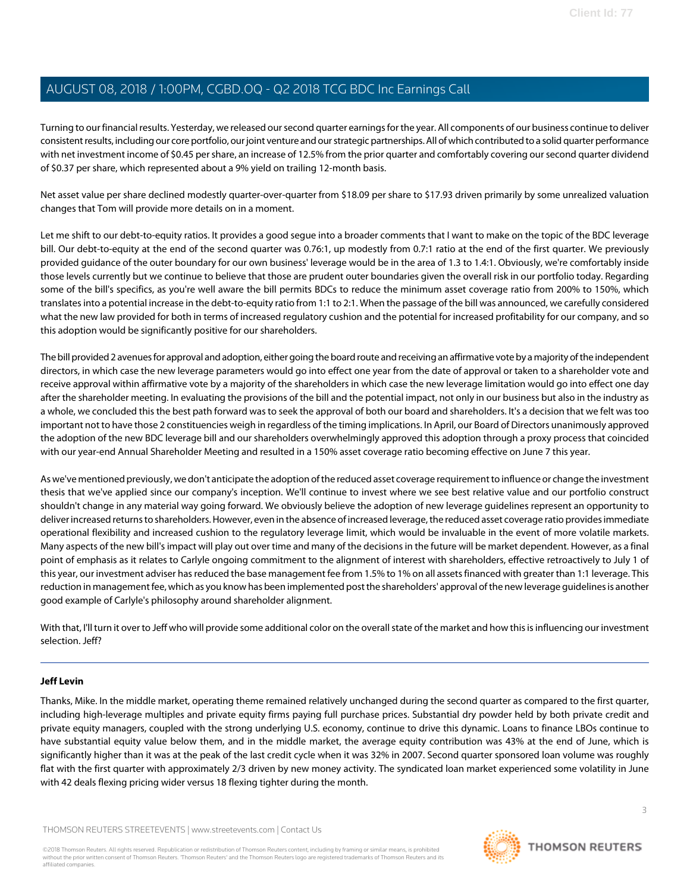Turning to our financial results. Yesterday, we released our second quarter earnings for the year. All components of our business continue to deliver consistent results, including our core portfolio, our joint venture and our strategic partnerships. All of which contributed to a solid quarter performance with net investment income of $0.45 per share, an increase of 12.5% from the prior quarter and comfortably covering our second quarter dividend of $0.37 per share, which represented about a 9% yield on trailing 12-month basis.

Net asset value per share declined modestly quarter-over-quarter from $18.09 per share to $17.93 driven primarily by some unrealized valuation changes that Tom will provide more details on in a moment.

Let me shift to our debt-to-equity ratios. It provides a good segue into a broader comments that I want to make on the topic of the BDC leverage bill. Our debt-to-equity at the end of the second quarter was 0.76:1, up modestly from 0.7:1 ratio at the end of the first quarter. We previously provided guidance of the outer boundary for our own business' leverage would be in the area of 1.3 to 1.4:1. Obviously, we're comfortably inside those levels currently but we continue to believe that those are prudent outer boundaries given the overall risk in our portfolio today. Regarding some of the bill's specifics, as you're well aware the bill permits BDCs to reduce the minimum asset coverage ratio from 200% to 150%, which translates into a potential increase in the debt-to-equity ratio from 1:1 to 2:1. When the passage of the bill was announced, we carefully considered what the new law provided for both in terms of increased regulatory cushion and the potential for increased profitability for our company, and so this adoption would be significantly positive for our shareholders.

The bill provided 2 avenues for approval and adoption, either going the board route and receiving an affirmative vote by a majority of the independent directors, in which case the new leverage parameters would go into effect one year from the date of approval or taken to a shareholder vote and receive approval within affirmative vote by a majority of the shareholders in which case the new leverage limitation would go into effect one day after the shareholder meeting. In evaluating the provisions of the bill and the potential impact, not only in our business but also in the industry as a whole, we concluded this the best path forward was to seek the approval of both our board and shareholders. It's a decision that we felt was too important not to have those 2 constituencies weigh in regardless of the timing implications. In April, our Board of Directors unanimously approved the adoption of the new BDC leverage bill and our shareholders overwhelmingly approved this adoption through a proxy process that coincided with our year-end Annual Shareholder Meeting and resulted in a 150% asset coverage ratio becoming effective on June 7 this year.

As we've mentioned previously, we don't anticipate the adoption of the reduced asset coverage requirement to influence or change the investment thesis that we've applied since our company's inception. We'll continue to invest where we see best relative value and our portfolio construct shouldn't change in any material way going forward. We obviously believe the adoption of new leverage guidelines represent an opportunity to deliver increased returns to shareholders. However, even in the absence of increased leverage, the reduced asset coverage ratio provides immediate operational flexibility and increased cushion to the regulatory leverage limit, which would be invaluable in the event of more volatile markets. Many aspects of the new bill's impact will play out over time and many of the decisions in the future will be market dependent. However, as a final point of emphasis as it relates to Carlyle ongoing commitment to the alignment of interest with shareholders, effective retroactively to July 1 of this year, our investment adviser has reduced the base management fee from 1.5% to 1% on all assets financed with greater than 1:1 leverage. This reduction in management fee, which as you know has been implemented post the shareholders' approval of the new leverage guidelines is another good example of Carlyle's philosophy around shareholder alignment.

With that, I'll turn it over to Jeff who will provide some additional color on the overall state of the market and how this is influencing our investment selection. Jeff?

---

**Jeff Levin**

Thanks, Mike. In the middle market, operating theme remained relatively unchanged during the second quarter as compared to the first quarter, including high-leverage multiples and private equity firms paying full purchase prices. Substantial dry powder held by both private credit and private equity managers, coupled with the strong underlying U.S. economy, continue to drive this dynamic. Loans to finance LBOs continue to have substantial equity value below them, and in the middle market, the average equity contribution was 43% at the end of June, which is significantly higher than it was at the peak of the last credit cycle when it was 32% in 2007. Second quarter sponsored loan volume was roughly flat with the first quarter with approximately 2/3 driven by new money activity. The syndicated loan market experienced some volatility in June with 42 deals flexing pricing wider versus 18 flexing tighter during the month.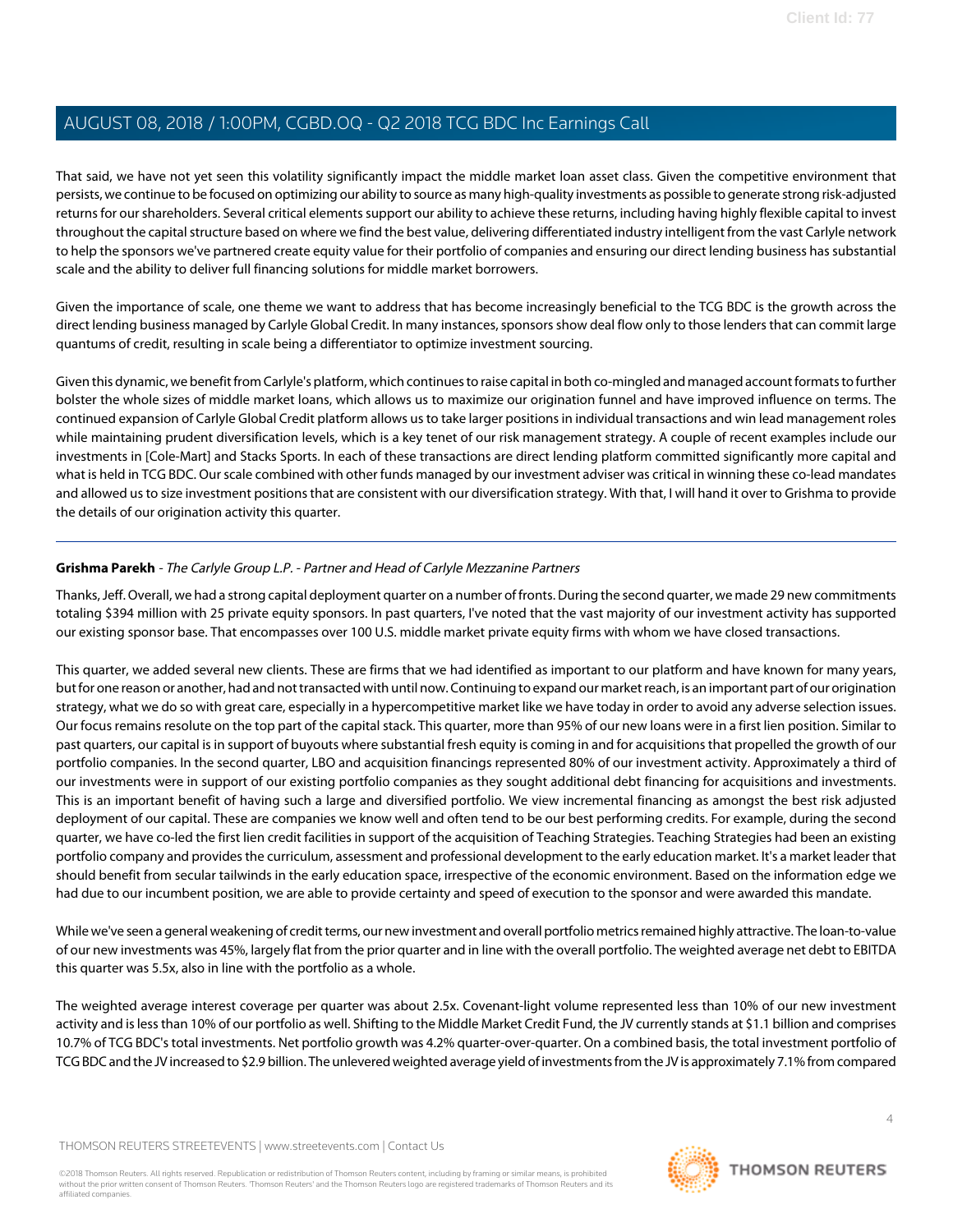That said, we have not yet seen this volatility significantly impact the middle market loan asset class. Given the competitive environment that persists, we continue to be focused on optimizing our ability to source as many high-quality investments as possible to generate strong risk-adjusted returns for our shareholders. Several critical elements support our ability to achieve these returns, including having highly flexible capital to invest throughout the capital structure based on where we find the best value, delivering differentiated industry intelligent from the vast Carlyle network to help the sponsors we've partnered create equity value for their portfolio of companies and ensuring our direct lending business has substantial scale and the ability to deliver full financing solutions for middle market borrowers.

Given the importance of scale, one theme we want to address that has become increasingly beneficial to the TCG BDC is the growth across the direct lending business managed by Carlyle Global Credit. In many instances, sponsors show deal flow only to those lenders that can commit large quantums of credit, resulting in scale being a differentiator to optimize investment sourcing.

Given this dynamic, we benefit from Carlyle's platform, which continues to raise capital in both co-mingled and managed account formats to further bolster the whole sizes of middle market loans, which allows us to maximize our origination funnel and have improved influence on terms. The continued expansion of Carlyle Global Credit platform allows us to take larger positions in individual transactions and win lead management roles while maintaining prudent diversification levels, which is a key tenet of our risk management strategy. A couple of recent examples include our investments in [Cole-Mart] and Stacks Sports. In each of these transactions are direct lending platform committed significantly more capital and what is held in TCG BDC. Our scale combined with other funds managed by our investment adviser was critical in winning these co-lead mandates and allowed us to size investment positions that are consistent with our diversification strategy. With that, I will hand it over to Grishma to provide the details of our origination activity this quarter.

---

**Grishma Parekh** - *The Carlyle Group L.P. - Partner and Head of Carlyle Mezzanine Partners*

Thanks, Jeff. Overall, we had a strong capital deployment quarter on a number of fronts. During the second quarter, we made 29 new commitments totaling $394 million with 25 private equity sponsors. In past quarters, I've noted that the vast majority of our investment activity has supported our existing sponsor base. That encompasses over 100 U.S. middle market private equity firms with whom we have closed transactions.

This quarter, we added several new clients. These are firms that we had identified as important to our platform and have known for many years, but for one reason or another, had and not transacted with until now. Continuing to expand our market reach, is an important part of our origination strategy, what we do so with great care, especially in a hypercompetitive market like we have today in order to avoid any adverse selection issues. Our focus remains resolute on the top part of the capital stack. This quarter, more than 95% of our new loans were in a first lien position. Similar to past quarters, our capital is in support of buyouts where substantial fresh equity is coming in and for acquisitions that propelled the growth of our portfolio companies. In the second quarter, LBO and acquisition financings represented 80% of our investment activity. Approximately a third of our investments were in support of our existing portfolio companies as they sought additional debt financing for acquisitions and investments. This is an important benefit of having such a large and diversified portfolio. We view incremental financing as amongst the best risk adjusted deployment of our capital. These are companies we know well and often tend to be our best performing credits. For example, during the second quarter, we have co-led the first lien credit facilities in support of the acquisition of Teaching Strategies. Teaching Strategies had been an existing portfolio company and provides the curriculum, assessment and professional development to the early education market. It's a market leader that should benefit from secular tailwinds in the early education space, irrespective of the economic environment. Based on the information edge we had due to our incumbent position, we are able to provide certainty and speed of execution to the sponsor and were awarded this mandate.

While we've seen a general weakening of credit terms, our new investment and overall portfolio metrics remained highly attractive. The loan-to-value of our new investments was 45%, largely flat from the prior quarter and in line with the overall portfolio. The weighted average net debt to EBITDA this quarter was 5.5x, also in line with the portfolio as a whole.

The weighted average interest coverage per quarter was about 2.5x. Covenant-light volume represented less than 10% of our new investment activity and is less than 10% of our portfolio as well. Shifting to the Middle Market Credit Fund, the JV currently stands at $1.1 billion and comprises 10.7% of TCG BDC's total investments. Net portfolio growth was 4.2% quarter-over-quarter. On a combined basis, the total investment portfolio of TCG BDC and the JV increased to $2.9 billion. The unlevered weighted average yield of investments from the JV is approximately 7.1% from compared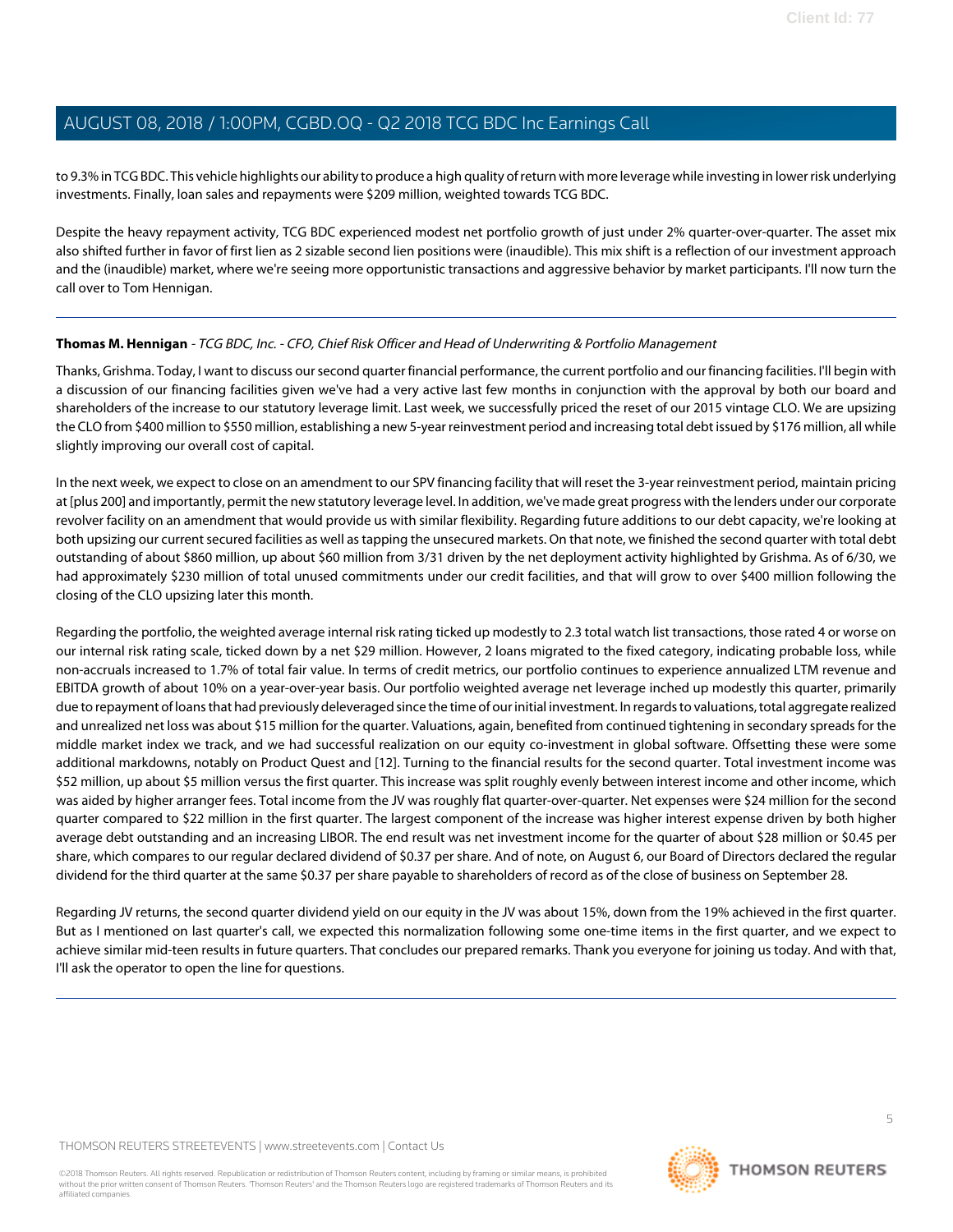to 9.3% in TCG BDC. This vehicle highlights our ability to produce a high quality of return with more leverage while investing in lower risk underlying investments. Finally, loan sales and repayments were $209 million, weighted towards TCG BDC.

Despite the heavy repayment activity, TCG BDC experienced modest net portfolio growth of just under 2% quarter-over-quarter. The asset mix also shifted further in favor of first lien as 2 sizable second lien positions were (inaudible). This mix shift is a reflection of our investment approach and the (inaudible) market, where we're seeing more opportunistic transactions and aggressive behavior by market participants. I'll now turn the call over to Tom Hennigan.

---

**Thomas M. Hennigan** - *TCG BDC, Inc. - CFO, Chief Risk Officer and Head of Underwriting & Portfolio Management*

Thanks, Grishma. Today, I want to discuss our second quarter financial performance, the current portfolio and our financing facilities. I'll begin with a discussion of our financing facilities given we've had a very active last few months in conjunction with the approval by both our board and shareholders of the increase to our statutory leverage limit. Last week, we successfully priced the reset of our 2015 vintage CLO. We are upsizing the CLO from $400 million to $550 million, establishing a new 5-year reinvestment period and increasing total debt issued by $176 million, all while slightly improving our overall cost of capital.

In the next week, we expect to close on an amendment to our SPV financing facility that will reset the 3-year reinvestment period, maintain pricing at [plus 200] and importantly, permit the new statutory leverage level. In addition, we've made great progress with the lenders under our corporate revolver facility on an amendment that would provide us with similar flexibility. Regarding future additions to our debt capacity, we're looking at both upsizing our current secured facilities as well as tapping the unsecured markets. On that note, we finished the second quarter with total debt outstanding of about $860 million, up about $60 million from 3/31 driven by the net deployment activity highlighted by Grishma. As of 6/30, we had approximately $230 million of total unused commitments under our credit facilities, and that will grow to over $400 million following the closing of the CLO upsizing later this month.

Regarding the portfolio, the weighted average internal risk rating ticked up modestly to 2.3 total watch list transactions, those rated 4 or worse on our internal risk rating scale, ticked down by a net $29 million. However, 2 loans migrated to the fixed category, indicating probable loss, while non-accruals increased to 1.7% of total fair value. In terms of credit metrics, our portfolio continues to experience annualized LTM revenue and EBITDA growth of about 10% on a year-over-year basis. Our portfolio weighted average net leverage inched up modestly this quarter, primarily due to repayment of loans that had previously deleveraged since the time of our initial investment. In regards to valuations, total aggregate realized and unrealized net loss was about $15 million for the quarter. Valuations, again, benefited from continued tightening in secondary spreads for the middle market index we track, and we had successful realization on our equity co-investment in global software. Offsetting these were some additional markdowns, notably on Product Quest and [12]. Turning to the financial results for the second quarter. Total investment income was $52 million, up about $5 million versus the first quarter. This increase was split roughly evenly between interest income and other income, which was aided by higher arranger fees. Total income from the JV was roughly flat quarter-over-quarter. Net expenses were $24 million for the second quarter compared to $22 million in the first quarter. The largest component of the increase was higher interest expense driven by both higher average debt outstanding and an increasing LIBOR. The end result was net investment income for the quarter of about $28 million or $0.45 per share, which compares to our regular declared dividend of $0.37 per share. And of note, on August 6, our Board of Directors declared the regular dividend for the third quarter at the same $0.37 per share payable to shareholders of record as of the close of business on September 28.

Regarding JV returns, the second quarter dividend yield on our equity in the JV was about 15%, down from the 19% achieved in the first quarter. But as I mentioned on last quarter's call, we expected this normalization following some one-time items in the first quarter, and we expect to achieve similar mid-teen results in future quarters. That concludes our prepared remarks. Thank you everyone for joining us today. And with that, I'll ask the operator to open the line for questions.

---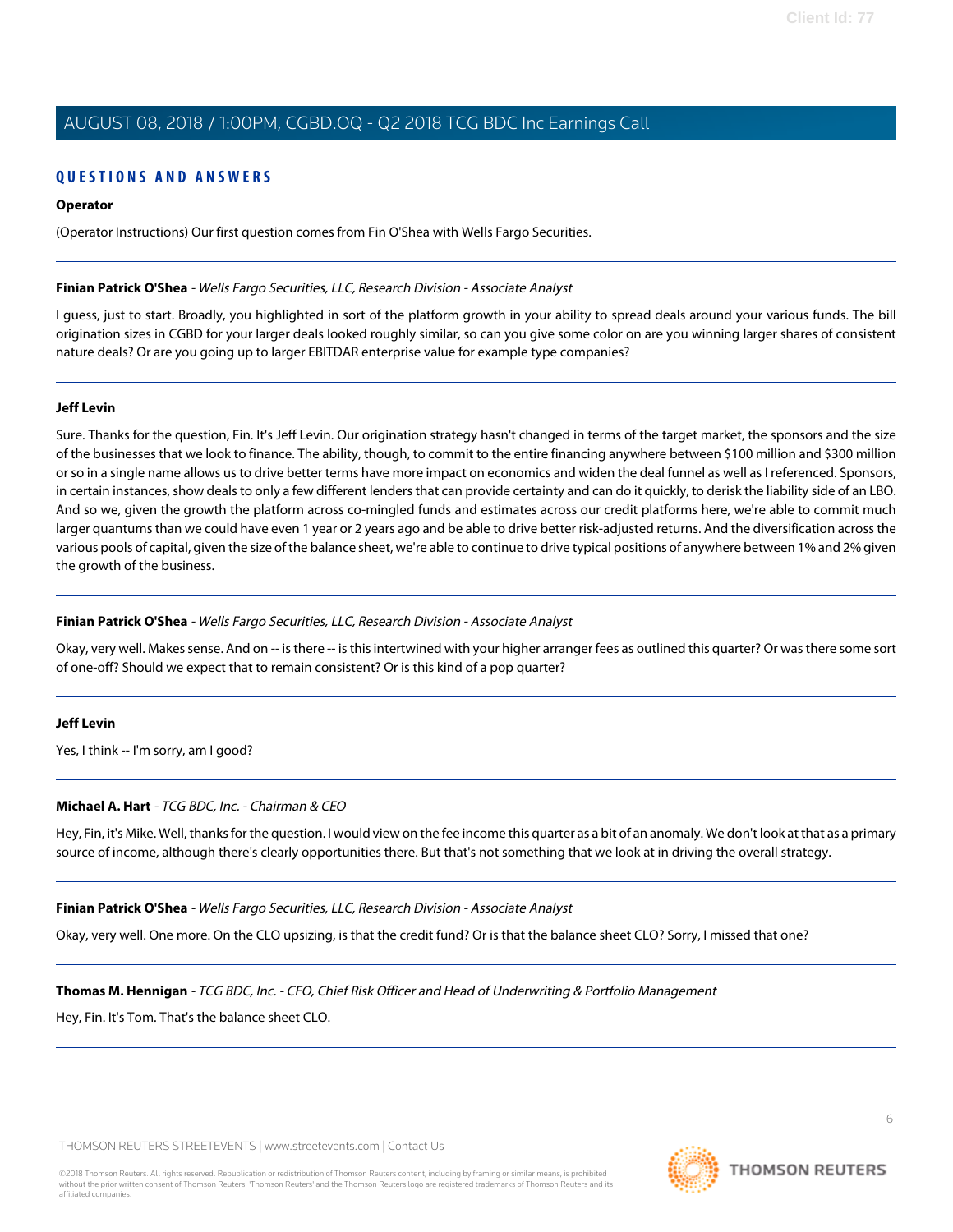## QUESTIONS AND ANSWERS

**Operator**

(Operator Instructions) Our first question comes from Fin O'Shea with Wells Fargo Securities.

---

**Finian Patrick O'Shea** - *Wells Fargo Securities, LLC, Research Division - Associate Analyst*

I guess, just to start. Broadly, you highlighted in sort of the platform growth in your ability to spread deals around your various funds. The bill origination sizes in CGBD for your larger deals looked roughly similar, so can you give some color on are you winning larger shares of consistent nature deals? Or are you going up to larger EBITDAR enterprise value for example type companies?

---

**Jeff Levin**

Sure. Thanks for the question, Fin. It's Jeff Levin. Our origination strategy hasn't changed in terms of the target market, the sponsors and the size of the businesses that we look to finance. The ability, though, to commit to the entire financing anywhere between $100 million and $300 million or so in a single name allows us to drive better terms have more impact on economics and widen the deal funnel as well as I referenced. Sponsors, in certain instances, show deals to only a few different lenders that can provide certainty and can do it quickly, to derisk the liability side of an LBO. And so we, given the growth the platform across co-mingled funds and estimates across our credit platforms here, we're able to commit much larger quantums than we could have even 1 year or 2 years ago and be able to drive better risk-adjusted returns. And the diversification across the various pools of capital, given the size of the balance sheet, we're able to continue to drive typical positions of anywhere between 1% and 2% given the growth of the business.

---

**Finian Patrick O'Shea** - *Wells Fargo Securities, LLC, Research Division - Associate Analyst*

Okay, very well. Makes sense. And on -- is there -- is this intertwined with your higher arranger fees as outlined this quarter? Or was there some sort of one-off? Should we expect that to remain consistent? Or is this kind of a pop quarter?

---

**Jeff Levin**

Yes, I think -- I'm sorry, am I good?

---

**Michael A. Hart** - *TCG BDC, Inc. - Chairman & CEO*

Hey, Fin, it's Mike. Well, thanks for the question. I would view on the fee income this quarter as a bit of an anomaly. We don't look at that as a primary source of income, although there's clearly opportunities there. But that's not something that we look at in driving the overall strategy.

---

**Finian Patrick O'Shea** - *Wells Fargo Securities, LLC, Research Division - Associate Analyst*

Okay, very well. One more. On the CLO upsizing, is that the credit fund? Or is that the balance sheet CLO? Sorry, I missed that one?

---

**Thomas M. Hennigan** - *TCG BDC, Inc. - CFO, Chief Risk Officer and Head of Underwriting & Portfolio Management*

Hey, Fin. It's Tom. That's the balance sheet CLO.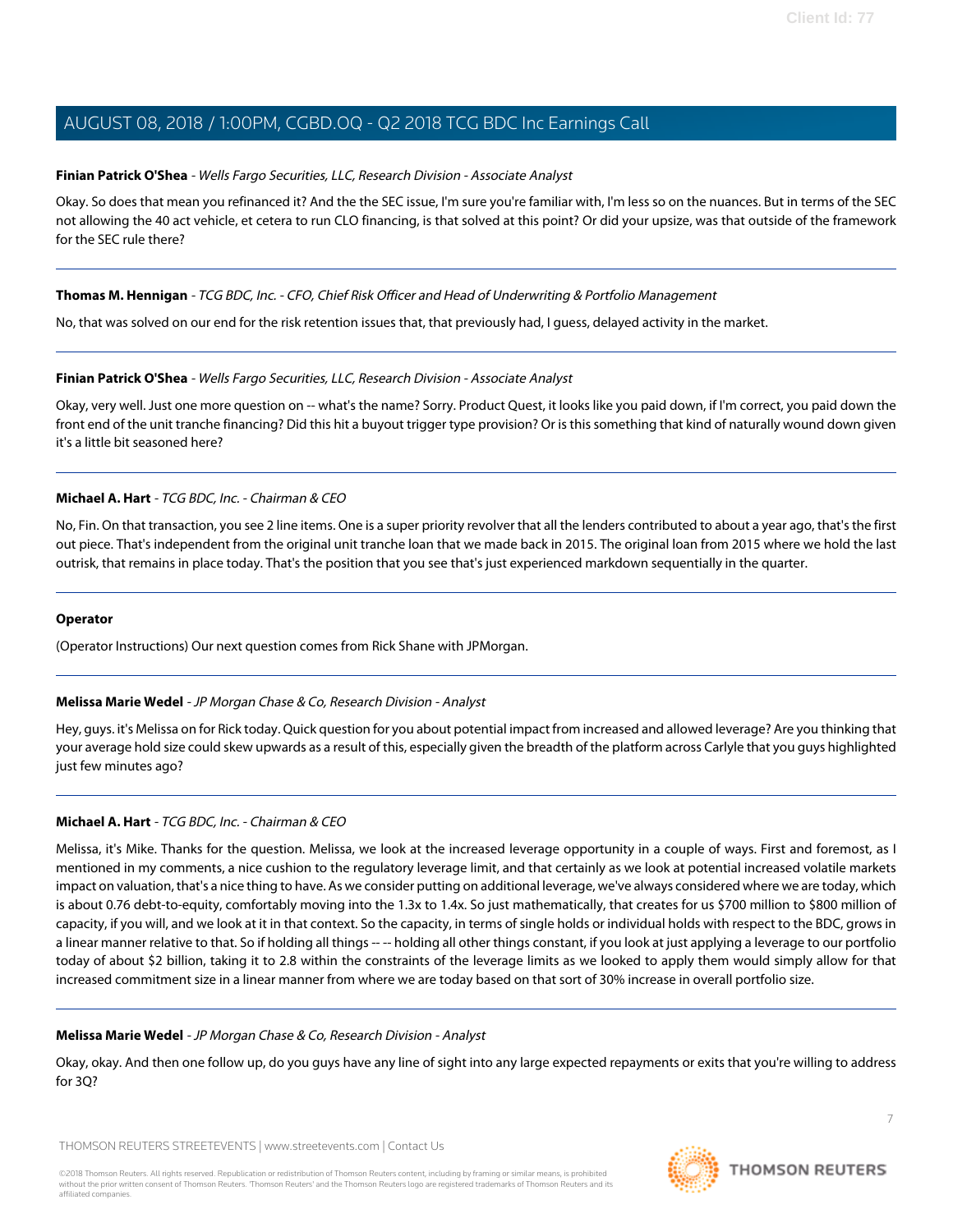**Finian Patrick O'Shea** - *Wells Fargo Securities, LLC, Research Division - Associate Analyst*

Okay. So does that mean you refinanced it? And the the SEC issue, I'm sure you're familiar with, I'm less so on the nuances. But in terms of the SEC not allowing the 40 act vehicle, et cetera to run CLO financing, is that solved at this point? Or did your upsize, was that outside of the framework for the SEC rule there?

---

**Thomas M. Hennigan** - *TCG BDC, Inc. - CFO, Chief Risk Officer and Head of Underwriting & Portfolio Management*

No, that was solved on our end for the risk retention issues that, that previously had, I guess, delayed activity in the market.

---

**Finian Patrick O'Shea** - *Wells Fargo Securities, LLC, Research Division - Associate Analyst*

Okay, very well. Just one more question on -- what's the name? Sorry. Product Quest, it looks like you paid down, if I'm correct, you paid down the front end of the unit tranche financing? Did this hit a buyout trigger type provision? Or is this something that kind of naturally wound down given it's a little bit seasoned here?

---

**Michael A. Hart** - *TCG BDC, Inc. - Chairman & CEO*

No, Fin. On that transaction, you see 2 line items. One is a super priority revolver that all the lenders contributed to about a year ago, that's the first out piece. That's independent from the original unit tranche loan that we made back in 2015. The original loan from 2015 where we hold the last outrisk, that remains in place today. That's the position that you see that's just experienced markdown sequentially in the quarter.

---

**Operator**

(Operator Instructions) Our next question comes from Rick Shane with JPMorgan.

---

**Melissa Marie Wedel** - *JP Morgan Chase & Co, Research Division - Analyst*

Hey, guys. it's Melissa on for Rick today. Quick question for you about potential impact from increased and allowed leverage? Are you thinking that your average hold size could skew upwards as a result of this, especially given the breadth of the platform across Carlyle that you guys highlighted just few minutes ago?

---

**Michael A. Hart** - *TCG BDC, Inc. - Chairman & CEO*

Melissa, it's Mike. Thanks for the question. Melissa, we look at the increased leverage opportunity in a couple of ways. First and foremost, as I mentioned in my comments, a nice cushion to the regulatory leverage limit, and that certainly as we look at potential increased volatile markets impact on valuation, that's a nice thing to have. As we consider putting on additional leverage, we've always considered where we are today, which is about 0.76 debt-to-equity, comfortably moving into the 1.3x to 1.4x. So just mathematically, that creates for us $700 million to $800 million of capacity, if you will, and we look at it in that context. So the capacity, in terms of single holds or individual holds with respect to the BDC, grows in a linear manner relative to that. So if holding all things -- -- holding all other things constant, if you look at just applying a leverage to our portfolio today of about $2 billion, taking it to 2.8 within the constraints of the leverage limits as we looked to apply them would simply allow for that increased commitment size in a linear manner from where we are today based on that sort of 30% increase in overall portfolio size.

---

**Melissa Marie Wedel** - *JP Morgan Chase & Co, Research Division - Analyst*

Okay, okay. And then one follow up, do you guys have any line of sight into any large expected repayments or exits that you're willing to address for 3Q?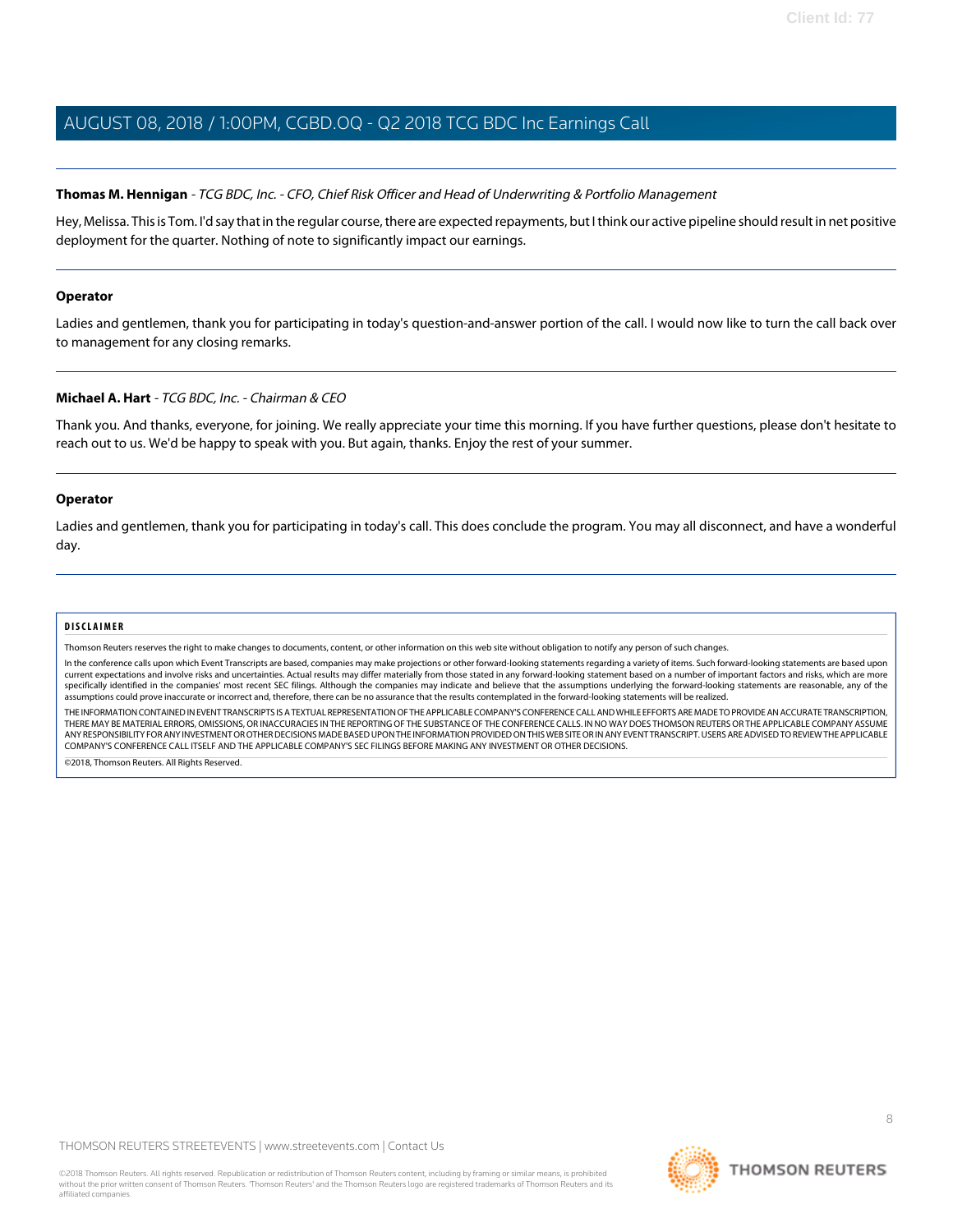**Thomas M. Hennigan** - *TCG BDC, Inc. - CFO, Chief Risk Officer and Head of Underwriting & Portfolio Management*

Hey, Melissa. This is Tom. I'd say that in the regular course, there are expected repayments, but I think our active pipeline should result in net positive deployment for the quarter. Nothing of note to significantly impact our earnings.

---

**Operator**

Ladies and gentlemen, thank you for participating in today's question-and-answer portion of the call. I would now like to turn the call back over to management for any closing remarks.

---

**Michael A. Hart** - *TCG BDC, Inc. - Chairman & CEO*

Thank you. And thanks, everyone, for joining. We really appreciate your time this morning. If you have further questions, please don't hesitate to reach out to us. We'd be happy to speak with you. But again, thanks. Enjoy the rest of your summer.

---

**Operator**

Ladies and gentlemen, thank you for participating in today's call. This does conclude the program. You may all disconnect, and have a wonderful day.

---

**DISCLAIMER**

Thomson Reuters reserves the right to make changes to documents, content, or other information on this web site without obligation to notify any person of such changes.

In the conference calls upon which Event Transcripts are based, companies may make projections or other forward-looking statements regarding a variety of items. Such forward-looking statements are based upon current expectations and involve risks and uncertainties. Actual results may differ materially from those stated in any forward-looking statement based on a number of important factors and risks, which are more specifically identified in the companies' most recent SEC filings. Although the companies may indicate and believe that the assumptions underlying the forward-looking statements are reasonable, any of the assumptions could prove inaccurate or incorrect and, therefore, there can be no assurance that the results contemplated in the forward-looking statements will be realized.

THE INFORMATION CONTAINED IN EVENT TRANSCRIPTS IS A TEXTUAL REPRESENTATION OF THE APPLICABLE COMPANY'S CONFERENCE CALL AND WHILE EFFORTS ARE MADE TO PROVIDE AN ACCURATE TRANSCRIPTION, THERE MAY BE MATERIAL ERRORS, OMISSIONS, OR INACCURACIES IN THE REPORTING OF THE SUBSTANCE OF THE CONFERENCE CALLS. IN NO WAY DOES THOMSON REUTERS OR THE APPLICABLE COMPANY ASSUME ANY RESPONSIBILITY FOR ANY INVESTMENT OR OTHER DECISIONS MADE BASED UPON THE INFORMATION PROVIDED ON THIS WEB SITE OR IN ANY EVENT TRANSCRIPT. USERS ARE ADVISED TO REVIEW THE APPLICABLE COMPANY'S CONFERENCE CALL ITSELF AND THE APPLICABLE COMPANY'S SEC FILINGS BEFORE MAKING ANY INVESTMENT OR OTHER DECISIONS.

©2018, Thomson Reuters. All Rights Reserved.